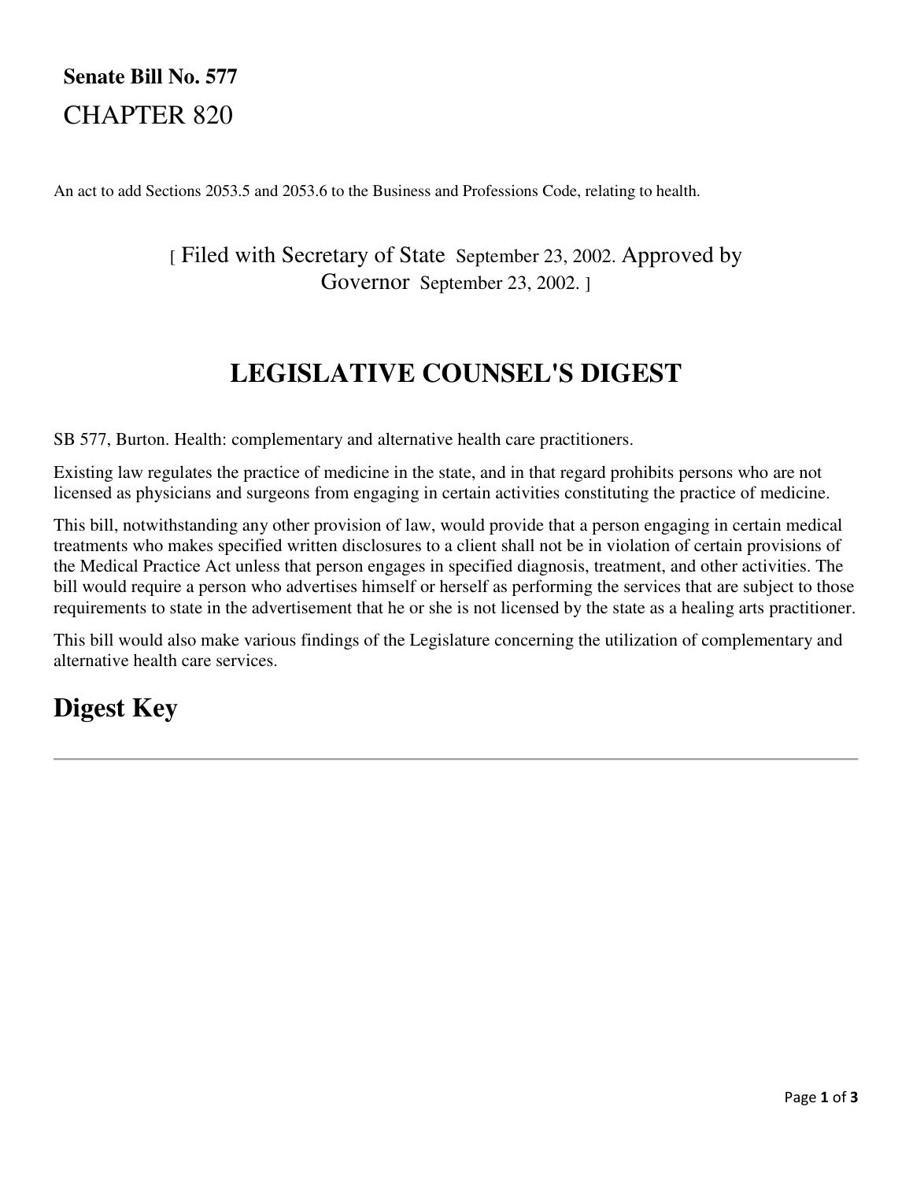**Senate Bill No. 577**

# CHAPTER 820

An act to add Sections 2053.5 and 2053.6 to the Business and Professions Code, relating to health.

[ Filed with Secretary of State September 23, 2002. Approved by Governor September 23, 2002. ]

## LEGISLATIVE COUNSEL'S DIGEST

SB 577, Burton. Health: complementary and alternative health care practitioners.

Existing law regulates the practice of medicine in the state, and in that regard prohibits persons who are not licensed as physicians and surgeons from engaging in certain activities constituting the practice of medicine.

This bill, notwithstanding any other provision of law, would provide that a person engaging in certain medical treatments who makes specified written disclosures to a client shall not be in violation of certain provisions of the Medical Practice Act unless that person engages in specified diagnosis, treatment, and other activities. The bill would require a person who advertises himself or herself as performing the services that are subject to those requirements to state in the advertisement that he or she is not licensed by the state as a healing arts practitioner.

This bill would also make various findings of the Legislature concerning the utilization of complementary and alternative health care services.

## Digest Key

---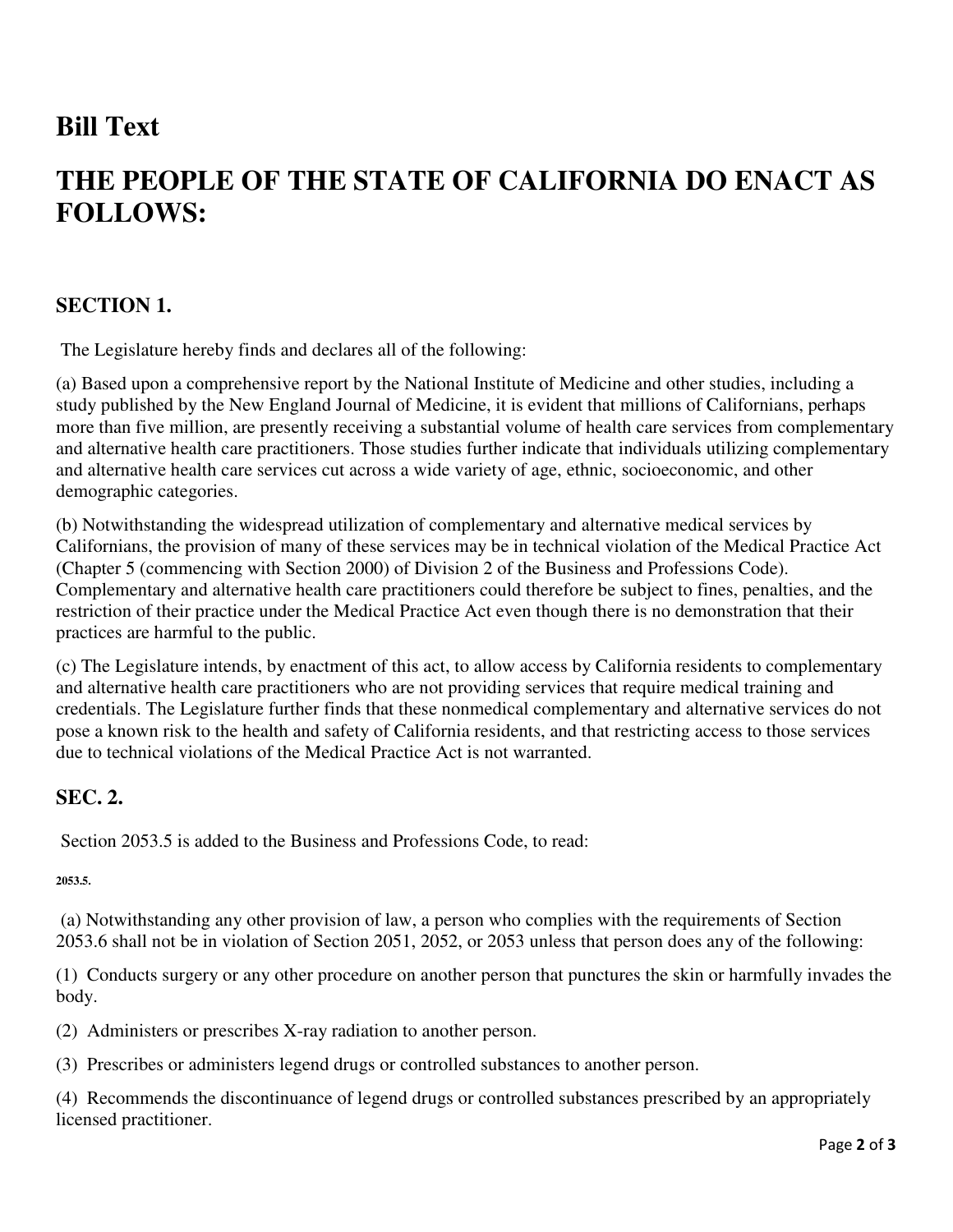# Bill Text

# THE PEOPLE OF THE STATE OF CALIFORNIA DO ENACT AS FOLLOWS:

### SECTION 1.

The Legislature hereby finds and declares all of the following:

(a) Based upon a comprehensive report by the National Institute of Medicine and other studies, including a study published by the New England Journal of Medicine, it is evident that millions of Californians, perhaps more than five million, are presently receiving a substantial volume of health care services from complementary and alternative health care practitioners. Those studies further indicate that individuals utilizing complementary and alternative health care services cut across a wide variety of age, ethnic, socioeconomic, and other demographic categories.

(b) Notwithstanding the widespread utilization of complementary and alternative medical services by Californians, the provision of many of these services may be in technical violation of the Medical Practice Act (Chapter 5 (commencing with Section 2000) of Division 2 of the Business and Professions Code). Complementary and alternative health care practitioners could therefore be subject to fines, penalties, and the restriction of their practice under the Medical Practice Act even though there is no demonstration that their practices are harmful to the public.

(c) The Legislature intends, by enactment of this act, to allow access by California residents to complementary and alternative health care practitioners who are not providing services that require medical training and credentials. The Legislature further finds that these nonmedical complementary and alternative services do not pose a known risk to the health and safety of California residents, and that restricting access to those services due to technical violations of the Medical Practice Act is not warranted.

### SEC. 2.

Section 2053.5 is added to the Business and Professions Code, to read:

**2053.5.**

(a) Notwithstanding any other provision of law, a person who complies with the requirements of Section 2053.6 shall not be in violation of Section 2051, 2052, or 2053 unless that person does any of the following:

(1) Conducts surgery or any other procedure on another person that punctures the skin or harmfully invades the body.

(2) Administers or prescribes X-ray radiation to another person.

(3) Prescribes or administers legend drugs or controlled substances to another person.

(4) Recommends the discontinuance of legend drugs or controlled substances prescribed by an appropriately licensed practitioner.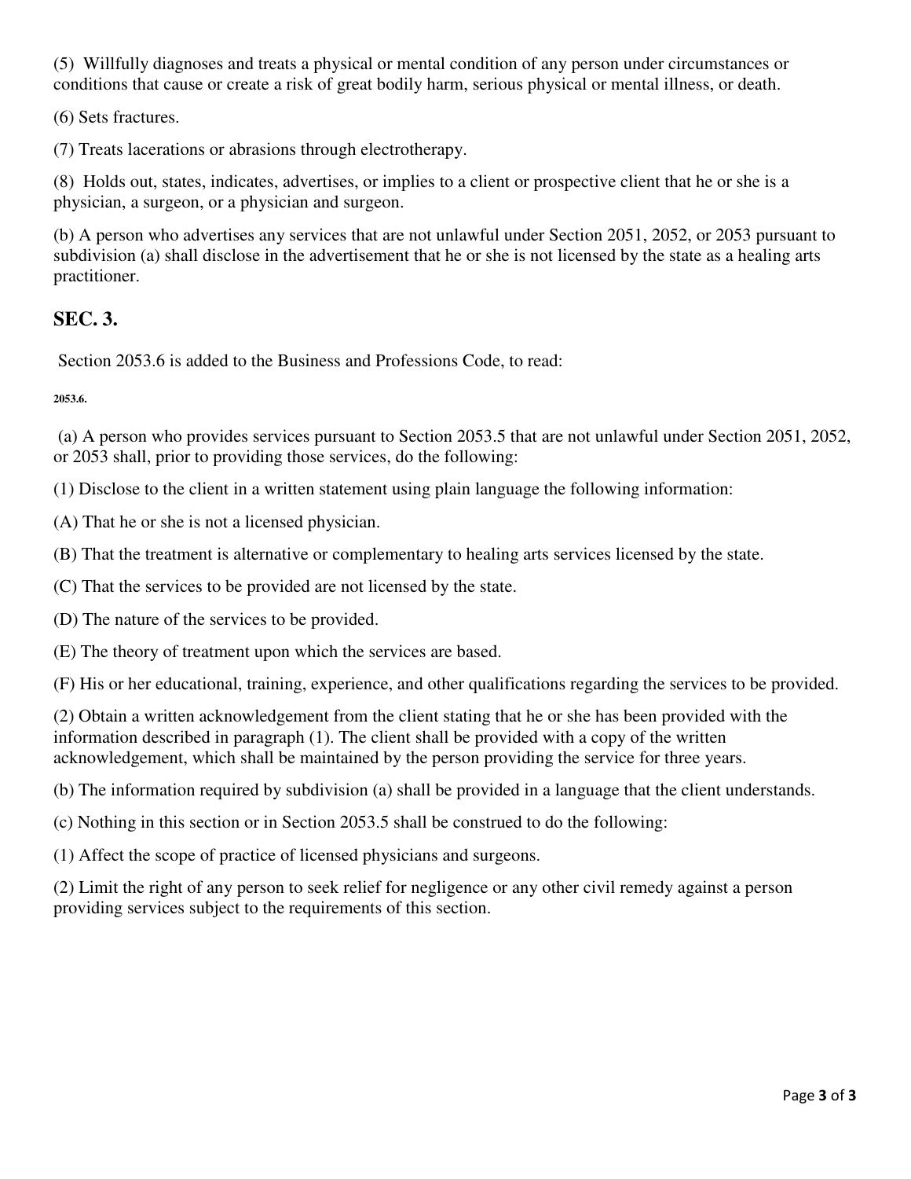(5) Willfully diagnoses and treats a physical or mental condition of any person under circumstances or conditions that cause or create a risk of great bodily harm, serious physical or mental illness, or death.

(6) Sets fractures.

(7) Treats lacerations or abrasions through electrotherapy.

(8) Holds out, states, indicates, advertises, or implies to a client or prospective client that he or she is a physician, a surgeon, or a physician and surgeon.

(b) A person who advertises any services that are not unlawful under Section 2051, 2052, or 2053 pursuant to subdivision (a) shall disclose in the advertisement that he or she is not licensed by the state as a healing arts practitioner.

## SEC. 3.

Section 2053.6 is added to the Business and Professions Code, to read:

**2053.6.**

(a) A person who provides services pursuant to Section 2053.5 that are not unlawful under Section 2051, 2052, or 2053 shall, prior to providing those services, do the following:

(1) Disclose to the client in a written statement using plain language the following information:

(A) That he or she is not a licensed physician.

(B) That the treatment is alternative or complementary to healing arts services licensed by the state.

(C) That the services to be provided are not licensed by the state.

(D) The nature of the services to be provided.

(E) The theory of treatment upon which the services are based.

(F) His or her educational, training, experience, and other qualifications regarding the services to be provided.

(2) Obtain a written acknowledgement from the client stating that he or she has been provided with the information described in paragraph (1). The client shall be provided with a copy of the written acknowledgement, which shall be maintained by the person providing the service for three years.

(b) The information required by subdivision (a) shall be provided in a language that the client understands.

(c) Nothing in this section or in Section 2053.5 shall be construed to do the following:

(1) Affect the scope of practice of licensed physicians and surgeons.

(2) Limit the right of any person to seek relief for negligence or any other civil remedy against a person providing services subject to the requirements of this section.